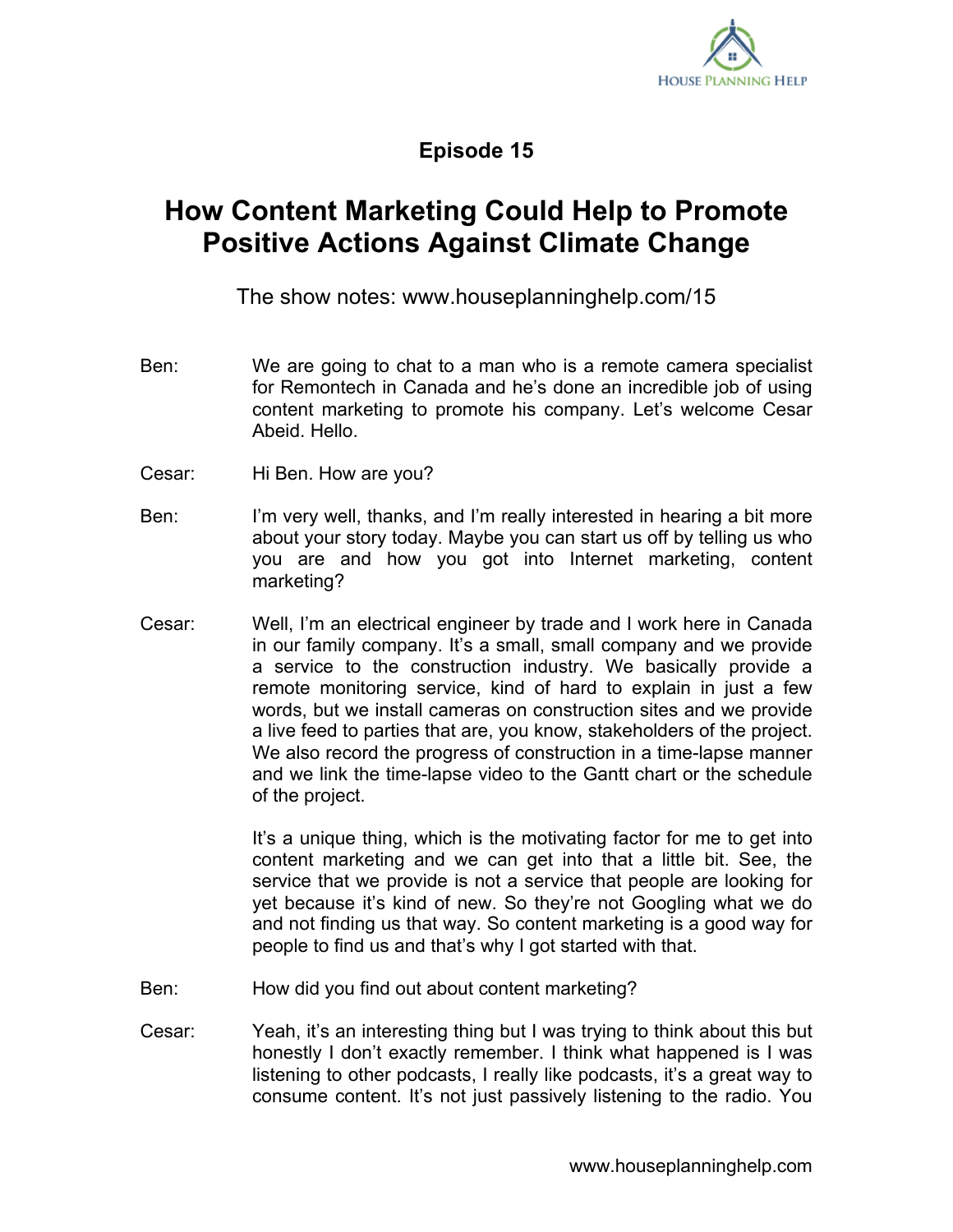## Episode 15

# How Content Marketing Could Help to Promote Positive Actions Against Climate Change

The show notes: www.houseplanninghelp.com/15

**Ben:** We are going to chat to a man who is a remote camera specialist for Remontech in Canada and he's done an incredible job of using content marketing to promote his company. Let's welcome Cesar Abeid. Hello.

**Cesar:** Hi Ben. How are you?

**Ben:** I'm very well, thanks, and I'm really interested in hearing a bit more about your story today. Maybe you can start us off by telling us who you are and how you got into Internet marketing, content marketing?

**Cesar:** Well, I'm an electrical engineer by trade and I work here in Canada in our family company. It's a small, small company and we provide a service to the construction industry. We basically provide a remote monitoring service, kind of hard to explain in just a few words, but we install cameras on construction sites and we provide a live feed to parties that are, you know, stakeholders of the project. We also record the progress of construction in a time-lapse manner and we link the time-lapse video to the Gantt chart or the schedule of the project.

It's a unique thing, which is the motivating factor for me to get into content marketing and we can get into that a little bit. See, the service that we provide is not a service that people are looking for yet because it's kind of new. So they're not Googling what we do and not finding us that way. So content marketing is a good way for people to find us and that's why I got started with that.

**Ben:** How did you find out about content marketing?

**Cesar:** Yeah, it's an interesting thing but I was trying to think about this but honestly I don't exactly remember. I think what happened is I was listening to other podcasts, I really like podcasts, it's a great way to consume content. It's not just passively listening to the radio. You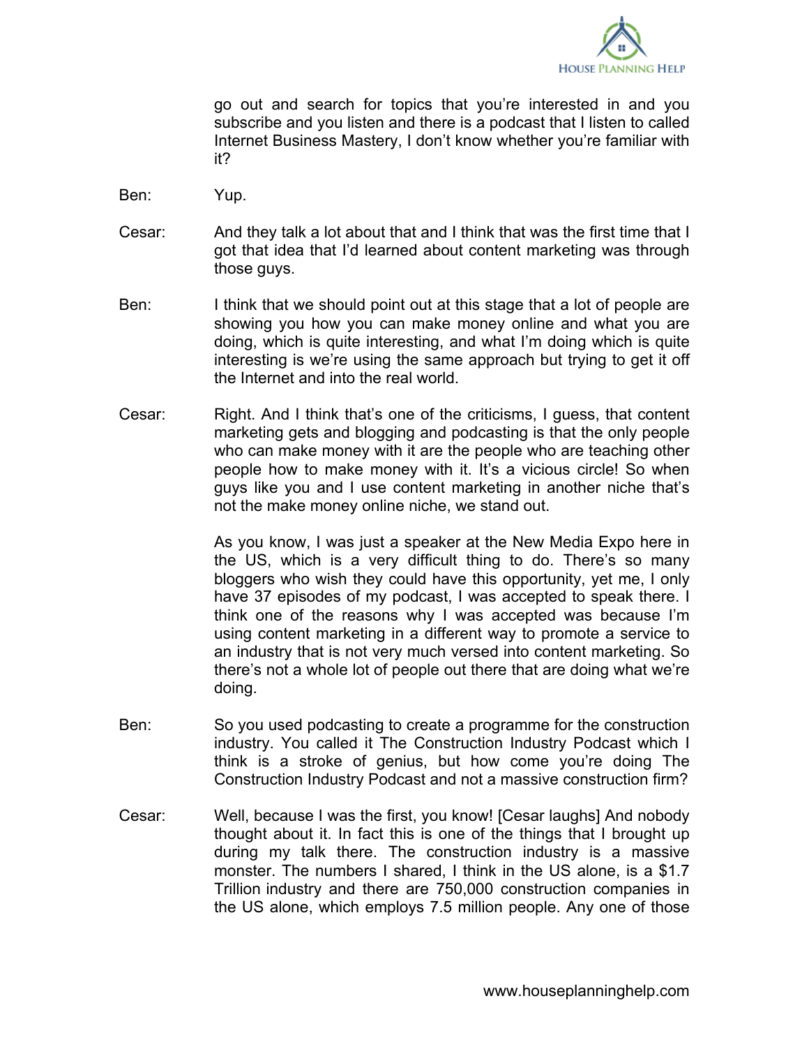go out and search for topics that you're interested in and you subscribe and you listen and there is a podcast that I listen to called Internet Business Mastery, I don't know whether you're familiar with it?

**Ben:** Yup.

**Cesar:** And they talk a lot about that and I think that was the first time that I got that idea that I'd learned about content marketing was through those guys.

**Ben:** I think that we should point out at this stage that a lot of people are showing you how you can make money online and what you are doing, which is quite interesting, and what I'm doing which is quite interesting is we're using the same approach but trying to get it off the Internet and into the real world.

**Cesar:** Right. And I think that's one of the criticisms, I guess, that content marketing gets and blogging and podcasting is that the only people who can make money with it are the people who are teaching other people how to make money with it. It's a vicious circle! So when guys like you and I use content marketing in another niche that's not the make money online niche, we stand out.

As you know, I was just a speaker at the New Media Expo here in the US, which is a very difficult thing to do. There's so many bloggers who wish they could have this opportunity, yet me, I only have 37 episodes of my podcast, I was accepted to speak there. I think one of the reasons why I was accepted was because I'm using content marketing in a different way to promote a service to an industry that is not very much versed into content marketing. So there's not a whole lot of people out there that are doing what we're doing.

**Ben:** So you used podcasting to create a programme for the construction industry. You called it The Construction Industry Podcast which I think is a stroke of genius, but how come you're doing The Construction Industry Podcast and not a massive construction firm?

**Cesar:** Well, because I was the first, you know! [Cesar laughs] And nobody thought about it. In fact this is one of the things that I brought up during my talk there. The construction industry is a massive monster. The numbers I shared, I think in the US alone, is a $1.7 Trillion industry and there are 750,000 construction companies in the US alone, which employs 7.5 million people. Any one of those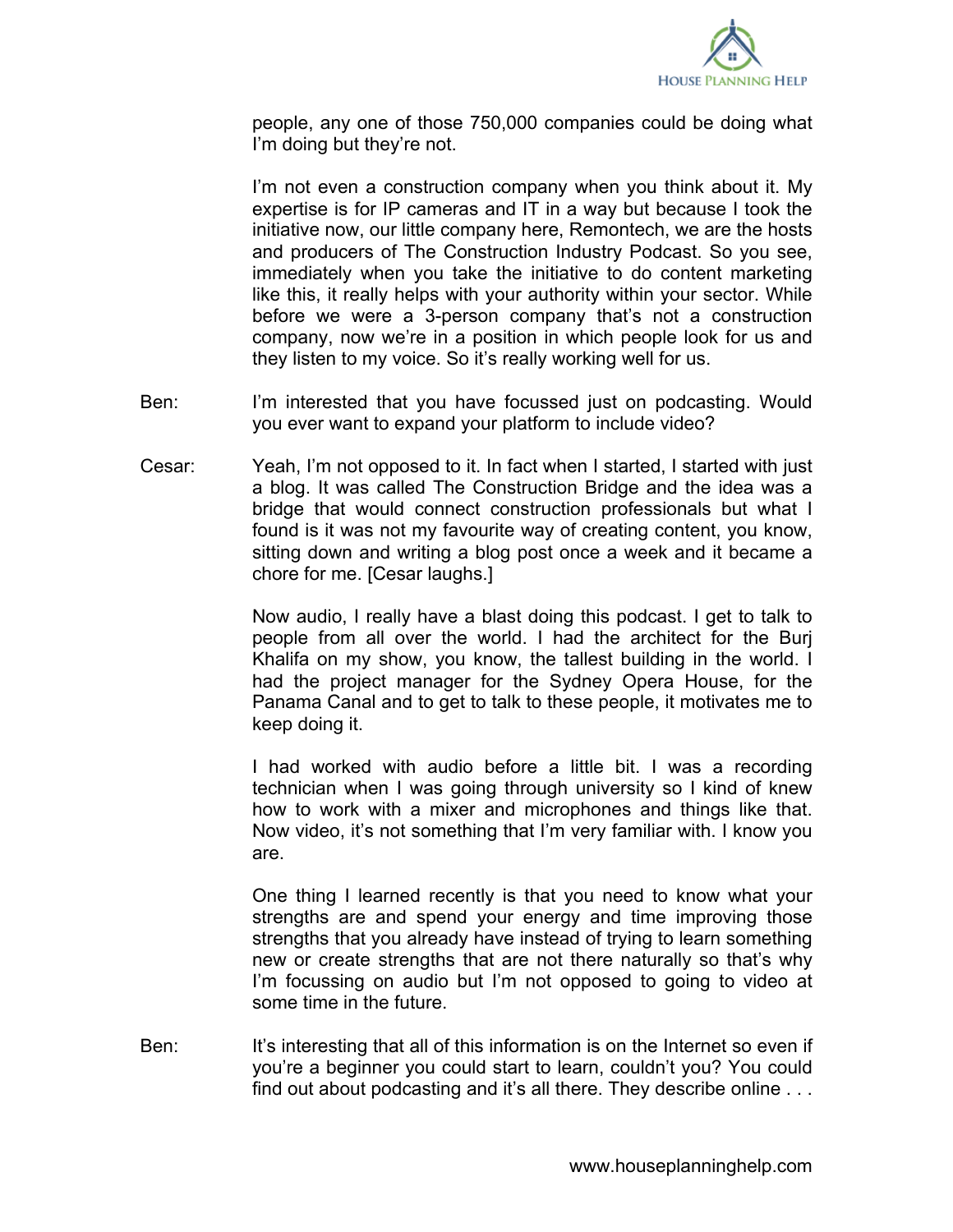people, any one of those 750,000 companies could be doing what I'm doing but they're not.

I'm not even a construction company when you think about it. My expertise is for IP cameras and IT in a way but because I took the initiative now, our little company here, Remontech, we are the hosts and producers of The Construction Industry Podcast. So you see, immediately when you take the initiative to do content marketing like this, it really helps with your authority within your sector. While before we were a 3-person company that's not a construction company, now we're in a position in which people look for us and they listen to my voice. So it's really working well for us.

Ben: I'm interested that you have focussed just on podcasting. Would you ever want to expand your platform to include video?

Cesar: Yeah, I'm not opposed to it. In fact when I started, I started with just a blog. It was called The Construction Bridge and the idea was a bridge that would connect construction professionals but what I found is it was not my favourite way of creating content, you know, sitting down and writing a blog post once a week and it became a chore for me. [Cesar laughs.]

Now audio, I really have a blast doing this podcast. I get to talk to people from all over the world. I had the architect for the Burj Khalifa on my show, you know, the tallest building in the world. I had the project manager for the Sydney Opera House, for the Panama Canal and to get to talk to these people, it motivates me to keep doing it.

I had worked with audio before a little bit. I was a recording technician when I was going through university so I kind of knew how to work with a mixer and microphones and things like that. Now video, it's not something that I'm very familiar with. I know you are.

One thing I learned recently is that you need to know what your strengths are and spend your energy and time improving those strengths that you already have instead of trying to learn something new or create strengths that are not there naturally so that's why I'm focussing on audio but I'm not opposed to going to video at some time in the future.

Ben: It's interesting that all of this information is on the Internet so even if you're a beginner you could start to learn, couldn't you? You could find out about podcasting and it's all there. They describe online . . .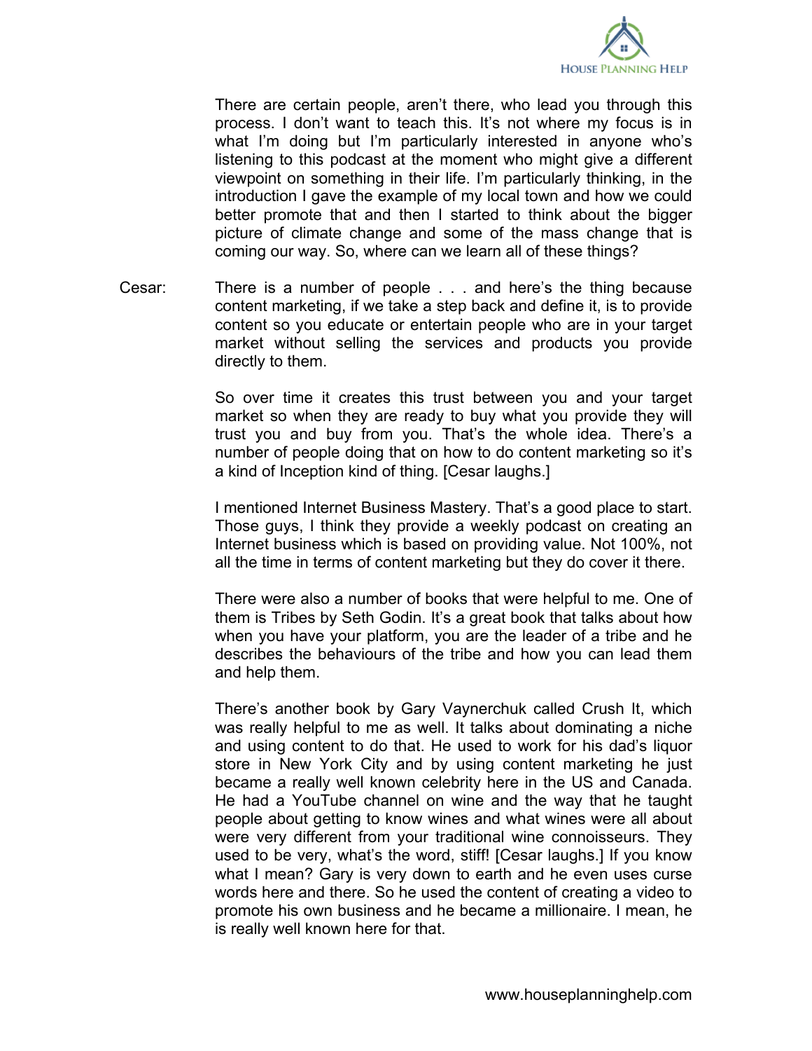There are certain people, aren't there, who lead you through this process. I don't want to teach this. It's not where my focus is in what I'm doing but I'm particularly interested in anyone who's listening to this podcast at the moment who might give a different viewpoint on something in their life. I'm particularly thinking, in the introduction I gave the example of my local town and how we could better promote that and then I started to think about the bigger picture of climate change and some of the mass change that is coming our way. So, where can we learn all of these things?

Cesar: There is a number of people . . . and here's the thing because content marketing, if we take a step back and define it, is to provide content so you educate or entertain people who are in your target market without selling the services and products you provide directly to them.

So over time it creates this trust between you and your target market so when they are ready to buy what you provide they will trust you and buy from you. That's the whole idea. There's a number of people doing that on how to do content marketing so it's a kind of Inception kind of thing. [Cesar laughs.]

I mentioned Internet Business Mastery. That's a good place to start. Those guys, I think they provide a weekly podcast on creating an Internet business which is based on providing value. Not 100%, not all the time in terms of content marketing but they do cover it there.

There were also a number of books that were helpful to me. One of them is Tribes by Seth Godin. It's a great book that talks about how when you have your platform, you are the leader of a tribe and he describes the behaviours of the tribe and how you can lead them and help them.

There's another book by Gary Vaynerchuk called Crush It, which was really helpful to me as well. It talks about dominating a niche and using content to do that. He used to work for his dad's liquor store in New York City and by using content marketing he just became a really well known celebrity here in the US and Canada. He had a YouTube channel on wine and the way that he taught people about getting to know wines and what wines were all about were very different from your traditional wine connoisseurs. They used to be very, what's the word, stiff! [Cesar laughs.] If you know what I mean? Gary is very down to earth and he even uses curse words here and there. So he used the content of creating a video to promote his own business and he became a millionaire. I mean, he is really well known here for that.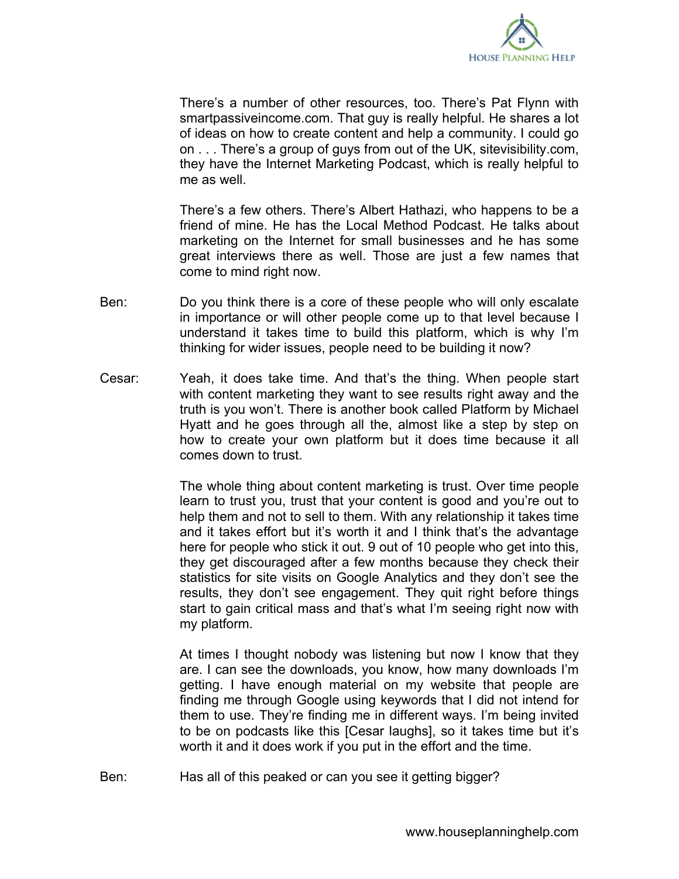There's a number of other resources, too. There's Pat Flynn with smartpassiveincome.com. That guy is really helpful. He shares a lot of ideas on how to create content and help a community. I could go on . . . There's a group of guys from out of the UK, sitevisibility.com, they have the Internet Marketing Podcast, which is really helpful to me as well.

There's a few others. There's Albert Hathazi, who happens to be a friend of mine. He has the Local Method Podcast. He talks about marketing on the Internet for small businesses and he has some great interviews there as well. Those are just a few names that come to mind right now.

Ben: Do you think there is a core of these people who will only escalate in importance or will other people come up to that level because I understand it takes time to build this platform, which is why I'm thinking for wider issues, people need to be building it now?

Cesar: Yeah, it does take time. And that's the thing. When people start with content marketing they want to see results right away and the truth is you won't. There is another book called Platform by Michael Hyatt and he goes through all the, almost like a step by step on how to create your own platform but it does time because it all comes down to trust.

The whole thing about content marketing is trust. Over time people learn to trust you, trust that your content is good and you're out to help them and not to sell to them. With any relationship it takes time and it takes effort but it's worth it and I think that's the advantage here for people who stick it out. 9 out of 10 people who get into this, they get discouraged after a few months because they check their statistics for site visits on Google Analytics and they don't see the results, they don't see engagement. They quit right before things start to gain critical mass and that's what I'm seeing right now with my platform.

At times I thought nobody was listening but now I know that they are. I can see the downloads, you know, how many downloads I'm getting. I have enough material on my website that people are finding me through Google using keywords that I did not intend for them to use. They're finding me in different ways. I'm being invited to be on podcasts like this [Cesar laughs], so it takes time but it's worth it and it does work if you put in the effort and the time.

Ben: Has all of this peaked or can you see it getting bigger?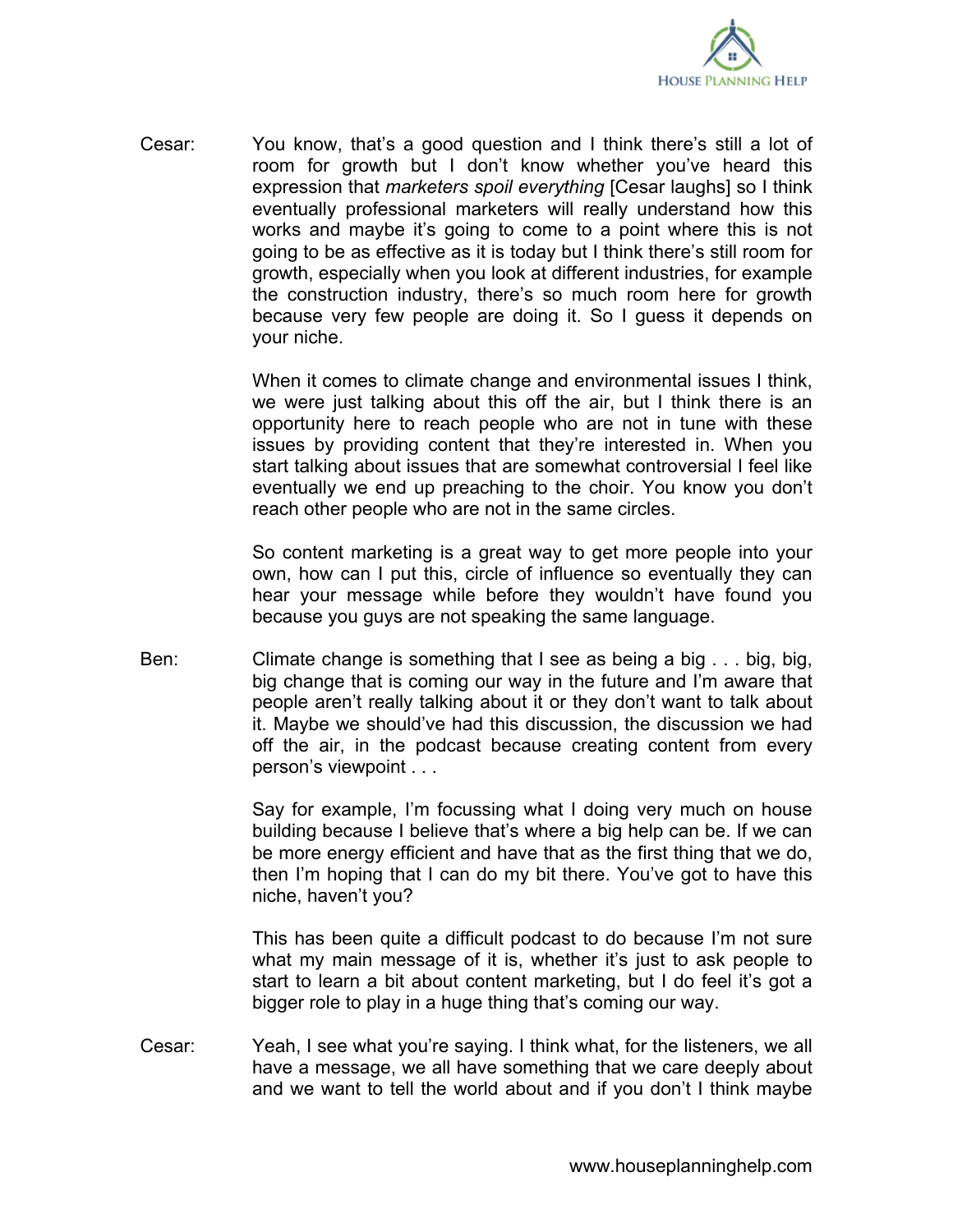Cesar: You know, that's a good question and I think there's still a lot of room for growth but I don't know whether you've heard this expression that *marketers spoil everything* [Cesar laughs] so I think eventually professional marketers will really understand how this works and maybe it's going to come to a point where this is not going to be as effective as it is today but I think there's still room for growth, especially when you look at different industries, for example the construction industry, there's so much room here for growth because very few people are doing it. So I guess it depends on your niche.

When it comes to climate change and environmental issues I think, we were just talking about this off the air, but I think there is an opportunity here to reach people who are not in tune with these issues by providing content that they're interested in. When you start talking about issues that are somewhat controversial I feel like eventually we end up preaching to the choir. You know you don't reach other people who are not in the same circles.

So content marketing is a great way to get more people into your own, how can I put this, circle of influence so eventually they can hear your message while before they wouldn't have found you because you guys are not speaking the same language.

Ben: Climate change is something that I see as being a big . . . big, big, big change that is coming our way in the future and I'm aware that people aren't really talking about it or they don't want to talk about it. Maybe we should've had this discussion, the discussion we had off the air, in the podcast because creating content from every person's viewpoint . . .

Say for example, I'm focussing what I doing very much on house building because I believe that's where a big help can be. If we can be more energy efficient and have that as the first thing that we do, then I'm hoping that I can do my bit there. You've got to have this niche, haven't you?

This has been quite a difficult podcast to do because I'm not sure what my main message of it is, whether it's just to ask people to start to learn a bit about content marketing, but I do feel it's got a bigger role to play in a huge thing that's coming our way.

Cesar: Yeah, I see what you're saying. I think what, for the listeners, we all have a message, we all have something that we care deeply about and we want to tell the world about and if you don't I think maybe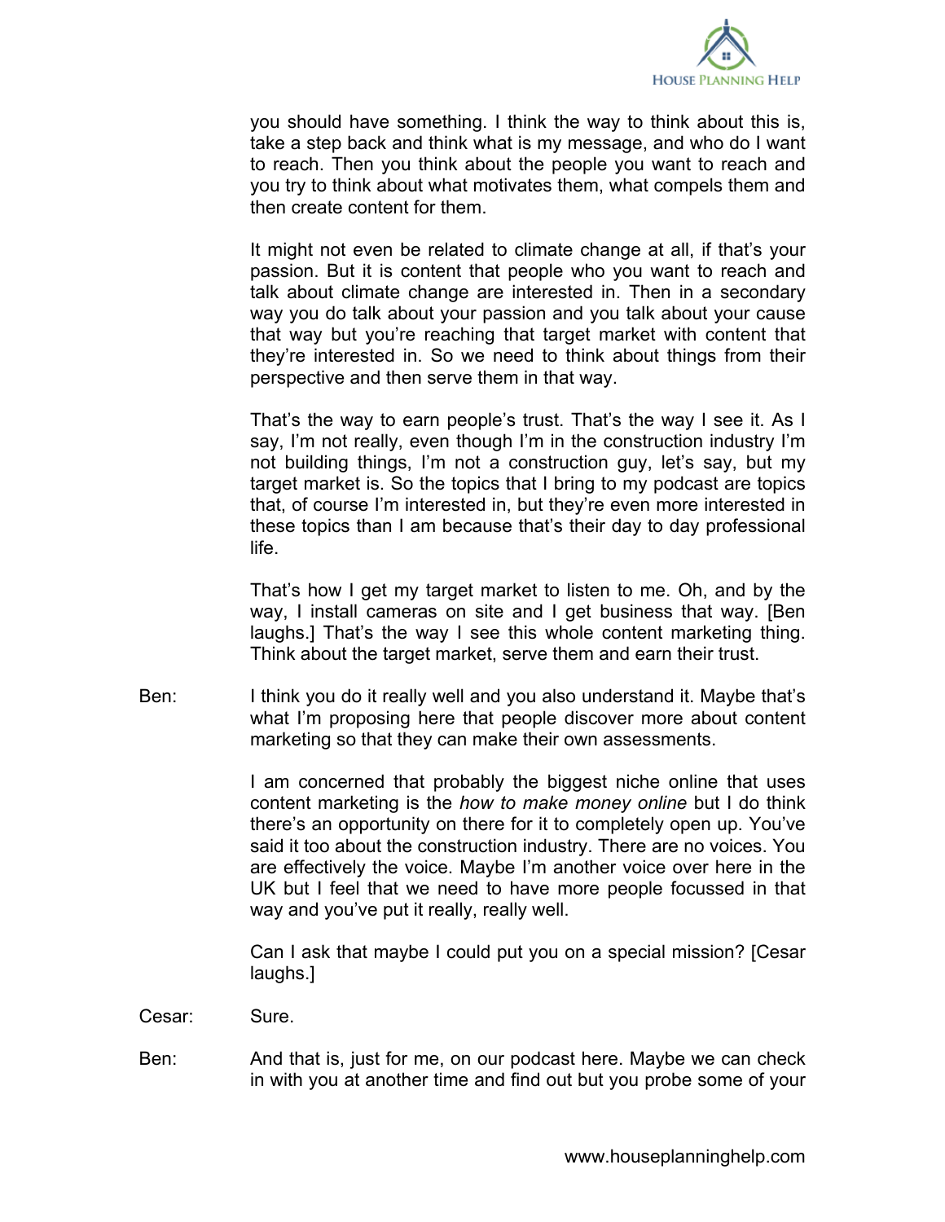you should have something. I think the way to think about this is, take a step back and think what is my message, and who do I want to reach. Then you think about the people you want to reach and you try to think about what motivates them, what compels them and then create content for them.

It might not even be related to climate change at all, if that's your passion. But it is content that people who you want to reach and talk about climate change are interested in. Then in a secondary way you do talk about your passion and you talk about your cause that way but you're reaching that target market with content that they're interested in. So we need to think about things from their perspective and then serve them in that way.

That's the way to earn people's trust. That's the way I see it. As I say, I'm not really, even though I'm in the construction industry I'm not building things, I'm not a construction guy, let's say, but my target market is. So the topics that I bring to my podcast are topics that, of course I'm interested in, but they're even more interested in these topics than I am because that's their day to day professional life.

That's how I get my target market to listen to me. Oh, and by the way, I install cameras on site and I get business that way. [Ben laughs.] That's the way I see this whole content marketing thing. Think about the target market, serve them and earn their trust.

Ben: I think you do it really well and you also understand it. Maybe that's what I'm proposing here that people discover more about content marketing so that they can make their own assessments.

I am concerned that probably the biggest niche online that uses content marketing is the *how to make money online* but I do think there's an opportunity on there for it to completely open up. You've said it too about the construction industry. There are no voices. You are effectively the voice. Maybe I'm another voice over here in the UK but I feel that we need to have more people focussed in that way and you've put it really, really well.

Can I ask that maybe I could put you on a special mission? [Cesar laughs.]

Cesar: Sure.

Ben: And that is, just for me, on our podcast here. Maybe we can check in with you at another time and find out but you probe some of your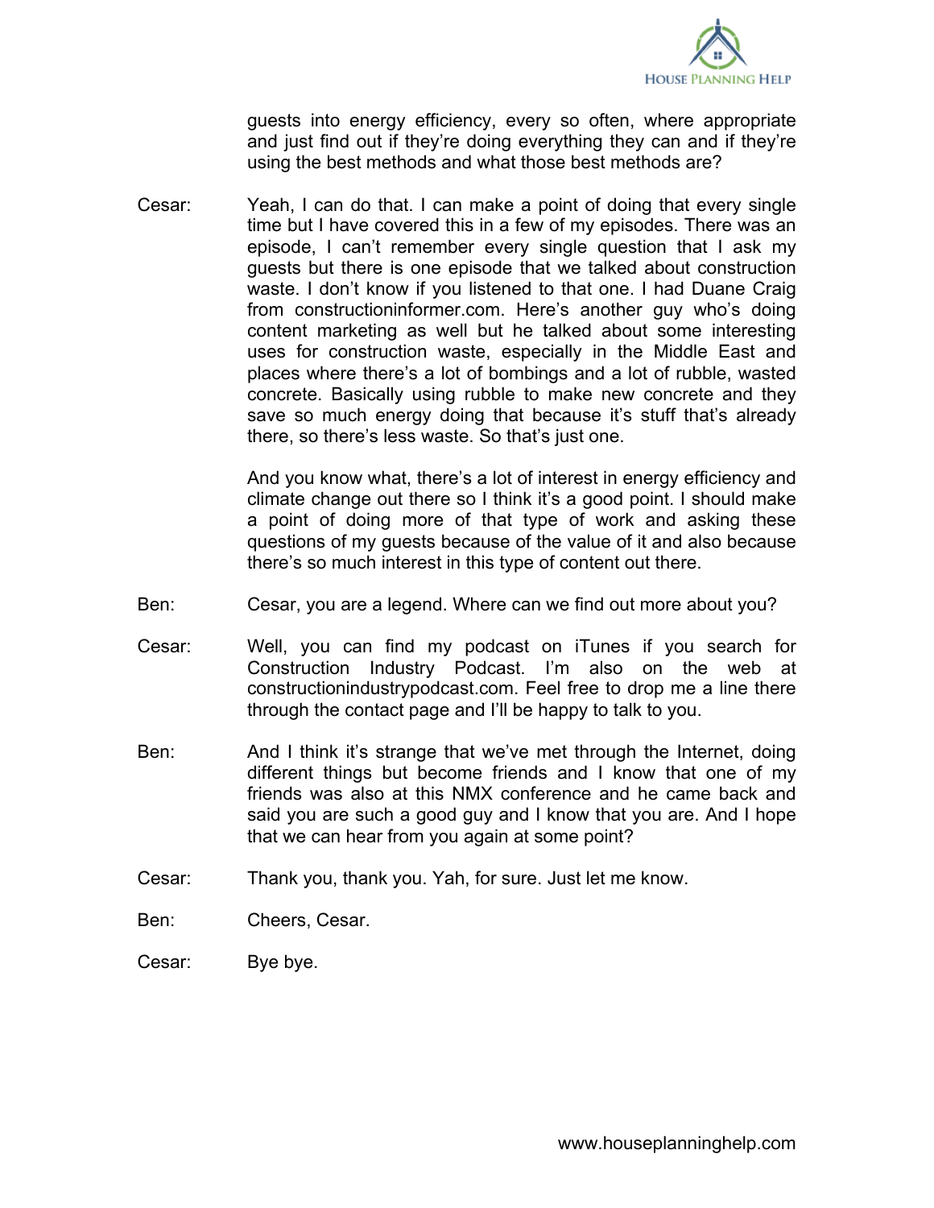guests into energy efficiency, every so often, where appropriate and just find out if they're doing everything they can and if they're using the best methods and what those best methods are?

Cesar: Yeah, I can do that. I can make a point of doing that every single time but I have covered this in a few of my episodes. There was an episode, I can't remember every single question that I ask my guests but there is one episode that we talked about construction waste. I don't know if you listened to that one. I had Duane Craig from constructioninformer.com. Here's another guy who's doing content marketing as well but he talked about some interesting uses for construction waste, especially in the Middle East and places where there's a lot of bombings and a lot of rubble, wasted concrete. Basically using rubble to make new concrete and they save so much energy doing that because it's stuff that's already there, so there's less waste. So that's just one.

And you know what, there's a lot of interest in energy efficiency and climate change out there so I think it's a good point. I should make a point of doing more of that type of work and asking these questions of my guests because of the value of it and also because there's so much interest in this type of content out there.

Ben: Cesar, you are a legend. Where can we find out more about you?

Cesar: Well, you can find my podcast on iTunes if you search for Construction Industry Podcast. I'm also on the web at constructionindustrypodcast.com. Feel free to drop me a line there through the contact page and I'll be happy to talk to you.

Ben: And I think it's strange that we've met through the Internet, doing different things but become friends and I know that one of my friends was also at this NMX conference and he came back and said you are such a good guy and I know that you are. And I hope that we can hear from you again at some point?

Cesar: Thank you, thank you. Yah, for sure. Just let me know.

Ben: Cheers, Cesar.

Cesar: Bye bye.